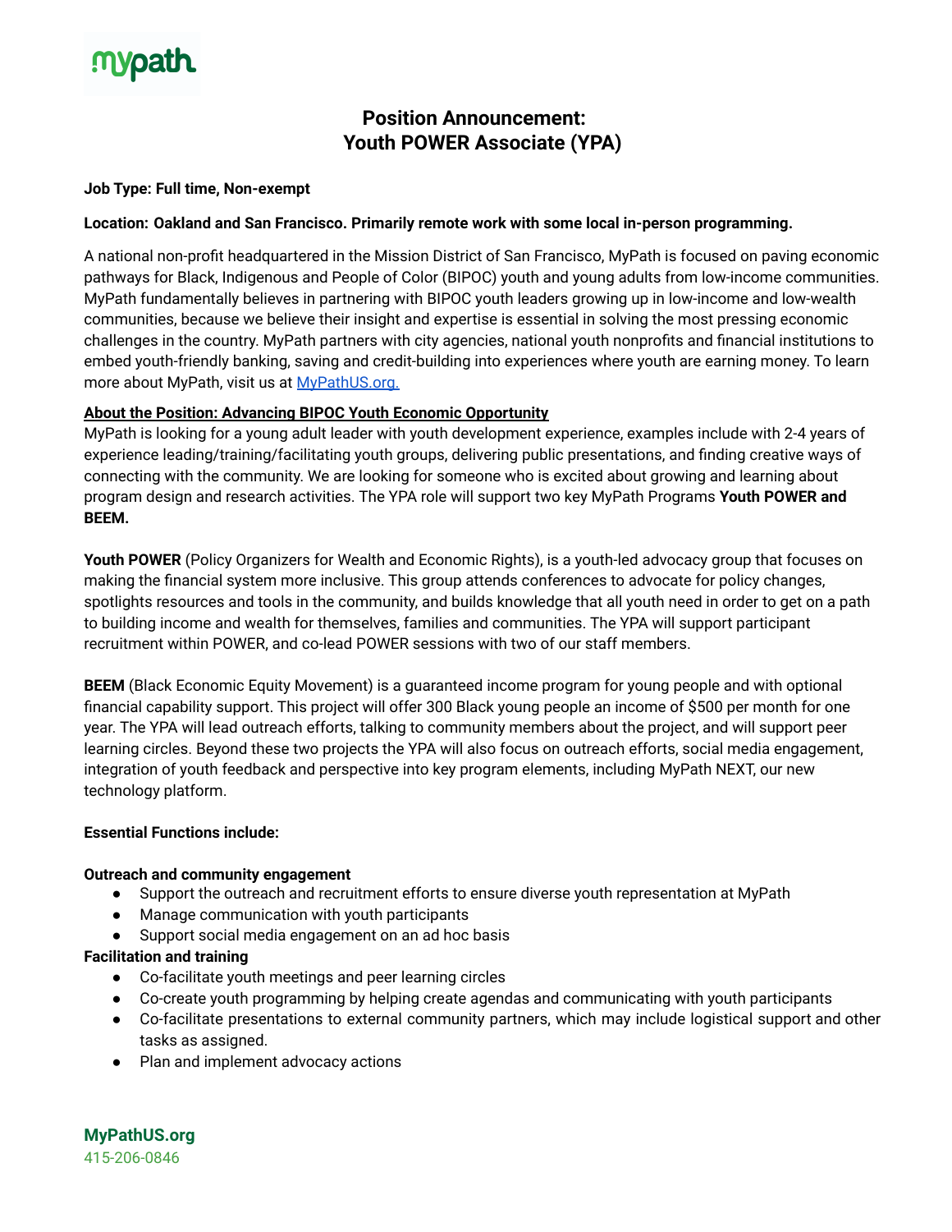mypath

# Position Announcement: Youth POWER Associate (YPA)

**Job Type: Full time, Non-exempt**

**Location: Oakland and San Francisco. Primarily remote work with some local in-person programming.**

A national non-profit headquartered in the Mission District of San Francisco, MyPath is focused on paving economic pathways for Black, Indigenous and People of Color (BIPOC) youth and young adults from low-income communities. MyPath fundamentally believes in partnering with BIPOC youth leaders growing up in low-income and low-wealth communities, because we believe their insight and expertise is essential in solving the most pressing economic challenges in the country. MyPath partners with city agencies, national youth nonprofits and financial institutions to embed youth-friendly banking, saving and credit-building into experiences where youth are earning money. To learn more about MyPath, visit us at [MyPathUS.org.](https://MyPathUS.org)

**About the Position: Advancing BIPOC Youth Economic Opportunity**

MyPath is looking for a young adult leader with youth development experience, examples include with 2-4 years of experience leading/training/facilitating youth groups, delivering public presentations, and finding creative ways of connecting with the community. We are looking for someone who is excited about growing and learning about program design and research activities. The YPA role will support two key MyPath Programs **Youth POWER and BEEM.**

**Youth POWER** (Policy Organizers for Wealth and Economic Rights), is a youth-led advocacy group that focuses on making the financial system more inclusive. This group attends conferences to advocate for policy changes, spotlights resources and tools in the community, and builds knowledge that all youth need in order to get on a path to building income and wealth for themselves, families and communities. The YPA will support participant recruitment within POWER, and co-lead POWER sessions with two of our staff members.

**BEEM** (Black Economic Equity Movement) is a guaranteed income program for young people and with optional financial capability support. This project will offer 300 Black young people an income of $500 per month for one year. The YPA will lead outreach efforts, talking to community members about the project, and will support peer learning circles. Beyond these two projects the YPA will also focus on outreach efforts, social media engagement, integration of youth feedback and perspective into key program elements, including MyPath NEXT, our new technology platform.

**Essential Functions include:**

**Outreach and community engagement**

- Support the outreach and recruitment efforts to ensure diverse youth representation at MyPath
- Manage communication with youth participants
- Support social media engagement on an ad hoc basis

**Facilitation and training**

- Co-facilitate youth meetings and peer learning circles
- Co-create youth programming by helping create agendas and communicating with youth participants
- Co-facilitate presentations to external community partners, which may include logistical support and other tasks as assigned.
- Plan and implement advocacy actions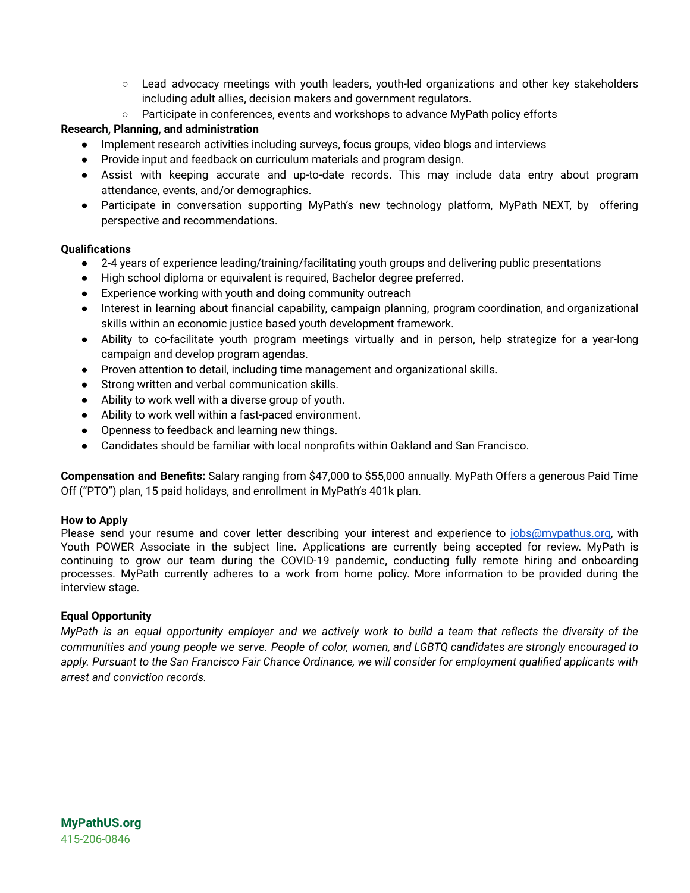- Lead advocacy meetings with youth leaders, youth-led organizations and other key stakeholders including adult allies, decision makers and government regulators.
  - Participate in conferences, events and workshops to advance MyPath policy efforts

**Research, Planning, and administration**

- Implement research activities including surveys, focus groups, video blogs and interviews
- Provide input and feedback on curriculum materials and program design.
- Assist with keeping accurate and up-to-date records. This may include data entry about program attendance, events, and/or demographics.
- Participate in conversation supporting MyPath's new technology platform, MyPath NEXT, by offering perspective and recommendations.

**Qualifications**

- 2-4 years of experience leading/training/facilitating youth groups and delivering public presentations
- High school diploma or equivalent is required, Bachelor degree preferred.
- Experience working with youth and doing community outreach
- Interest in learning about financial capability, campaign planning, program coordination, and organizational skills within an economic justice based youth development framework.
- Ability to co-facilitate youth program meetings virtually and in person, help strategize for a year-long campaign and develop program agendas.
- Proven attention to detail, including time management and organizational skills.
- Strong written and verbal communication skills.
- Ability to work well with a diverse group of youth.
- Ability to work well within a fast-paced environment.
- Openness to feedback and learning new things.
- Candidates should be familiar with local nonprofits within Oakland and San Francisco.

**Compensation and Benefits:** Salary ranging from $47,000 to $55,000 annually. MyPath Offers a generous Paid Time Off ("PTO") plan, 15 paid holidays, and enrollment in MyPath's 401k plan.

**How to Apply**

Please send your resume and cover letter describing your interest and experience to jobs@mypathus.org, with Youth POWER Associate in the subject line. Applications are currently being accepted for review. MyPath is continuing to grow our team during the COVID-19 pandemic, conducting fully remote hiring and onboarding processes. MyPath currently adheres to a work from home policy. More information to be provided during the interview stage.

**Equal Opportunity**

*MyPath is an equal opportunity employer and we actively work to build a team that reflects the diversity of the communities and young people we serve. People of color, women, and LGBTQ candidates are strongly encouraged to apply. Pursuant to the San Francisco Fair Chance Ordinance, we will consider for employment qualified applicants with arrest and conviction records.*

**MyPathUS.org**
415-206-0846